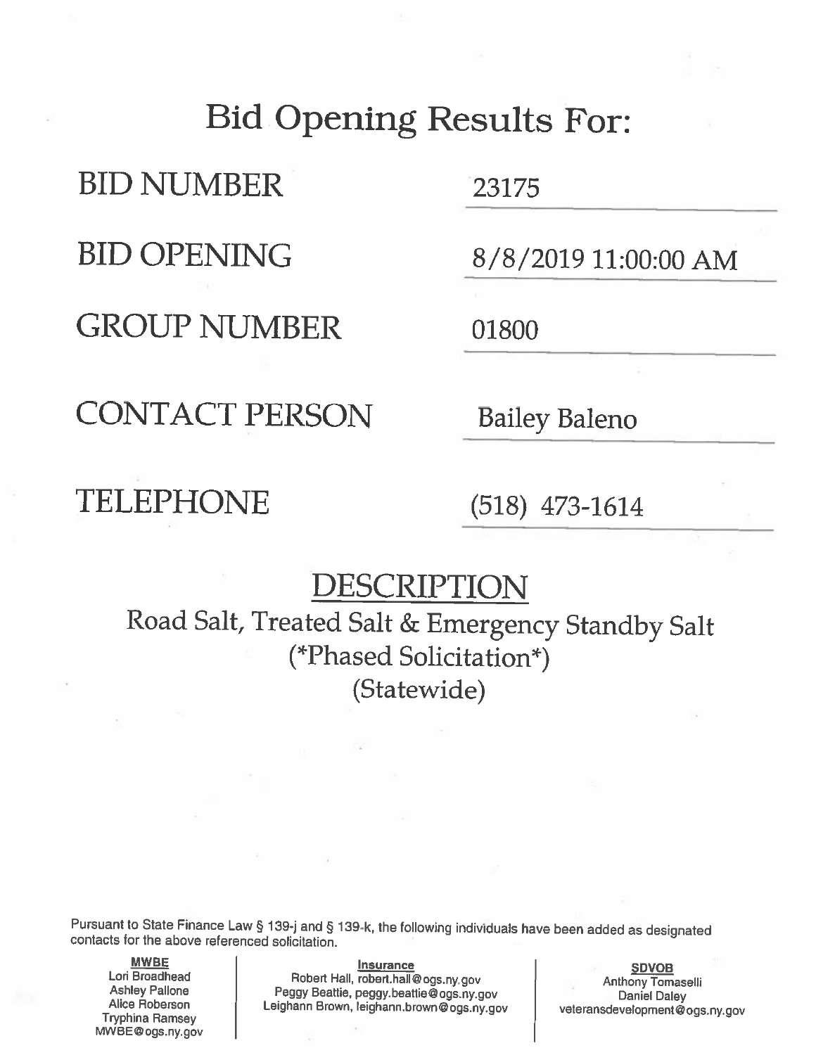# Bid Opening Results For:

| | |
|---|---|
| BID NUMBER | 23175 |
| BID OPENING | 8/8/2019 11:00:00 AM |
| GROUP NUMBER | 01800 |
| CONTACT PERSON | Bailey Baleno |
| TELEPHONE | (518) 473-1614 |

## DESCRIPTION

Road Salt, Treated Salt & Emergency Standby Salt
(*Phased Solicitation*)
(Statewide)

Pursuant to State Finance Law § 139-j and § 139-k, the following individuals have been added as designated contacts for the above referenced solicitation.

| MWBE | Insurance | SDVOB |
|---|---|---|
| Lori Broadhead<br>Ashley Pallone<br>Alice Roberson<br>Tryphina Ramsey<br>MWBE@ogs.ny.gov | Robert Hall, robert.hall@ogs.ny.gov<br>Peggy Beattie, peggy.beattie@ogs.ny.gov<br>Leighann Brown, leighann.brown@ogs.ny.gov | Anthony Tomaselli<br>Daniel Daley<br>veteransdevelopment@ogs.ny.gov |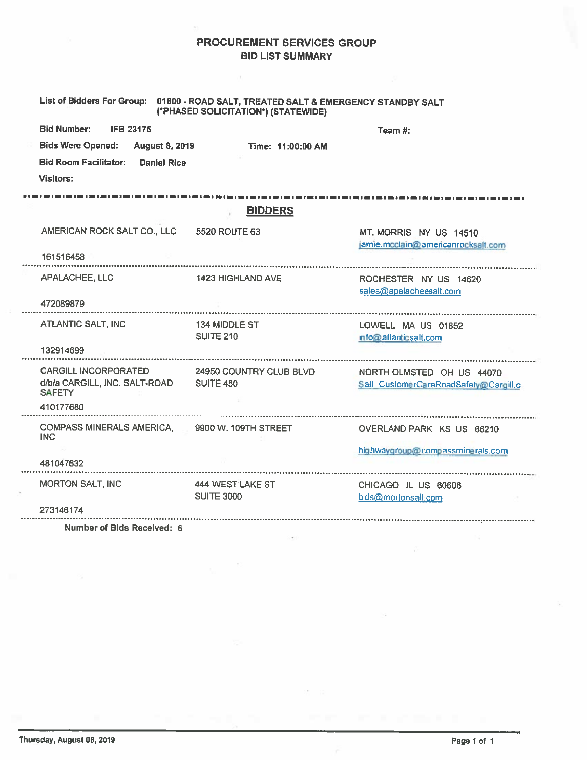# PROCUREMENT SERVICES GROUP
## BID LIST SUMMARY

**List of Bidders For Group:** 01800 - ROAD SALT, TREATED SALT & EMERGENCY STANDBY SALT (*PHASED SOLICITATION*) (STATEWIDE)

**Bid Number:** IFB 23175

**Team #:**

**Bids Were Opened:** August 8, 2019 **Time:** 11:00:00 AM

**Bid Room Facilitator:** Daniel Rice

**Visitors:**

## BIDDERS

| Bidder | Address | City / State / Email |
|---|---|---|
| AMERICAN ROCK SALT CO., LLC<br>161516458 | 5520 ROUTE 63 | MT. MORRIS NY US 14510<br>jamie.mcclain@americanrocksalt.com |
| APALACHEE, LLC<br>472089879 | 1423 HIGHLAND AVE | ROCHESTER NY US 14620<br>sales@apalacheesalt.com |
| ATLANTIC SALT, INC<br>132914699 | 134 MIDDLE ST<br>SUITE 210 | LOWELL MA US 01852<br>info@atlanticsalt.com |
| CARGILL INCORPORATED d/b/a CARGILL, INC. SALT-ROAD SAFETY<br>410177680 | 24950 COUNTRY CLUB BLVD<br>SUITE 450 | NORTH OLMSTED OH US 44070<br>Salt_CustomerCareRoadSafety@Cargill.c |
| COMPASS MINERALS AMERICA, INC<br>481047632 | 9900 W. 109TH STREET | OVERLAND PARK KS US 66210<br>highwaygroup@compassminerals.com |
| MORTON SALT, INC<br>273146174 | 444 WEST LAKE ST<br>SUITE 3000 | CHICAGO IL US 60606<br>bids@mortonsalt.com |

**Number of Bids Received: 6**

Thursday, August 08, 2019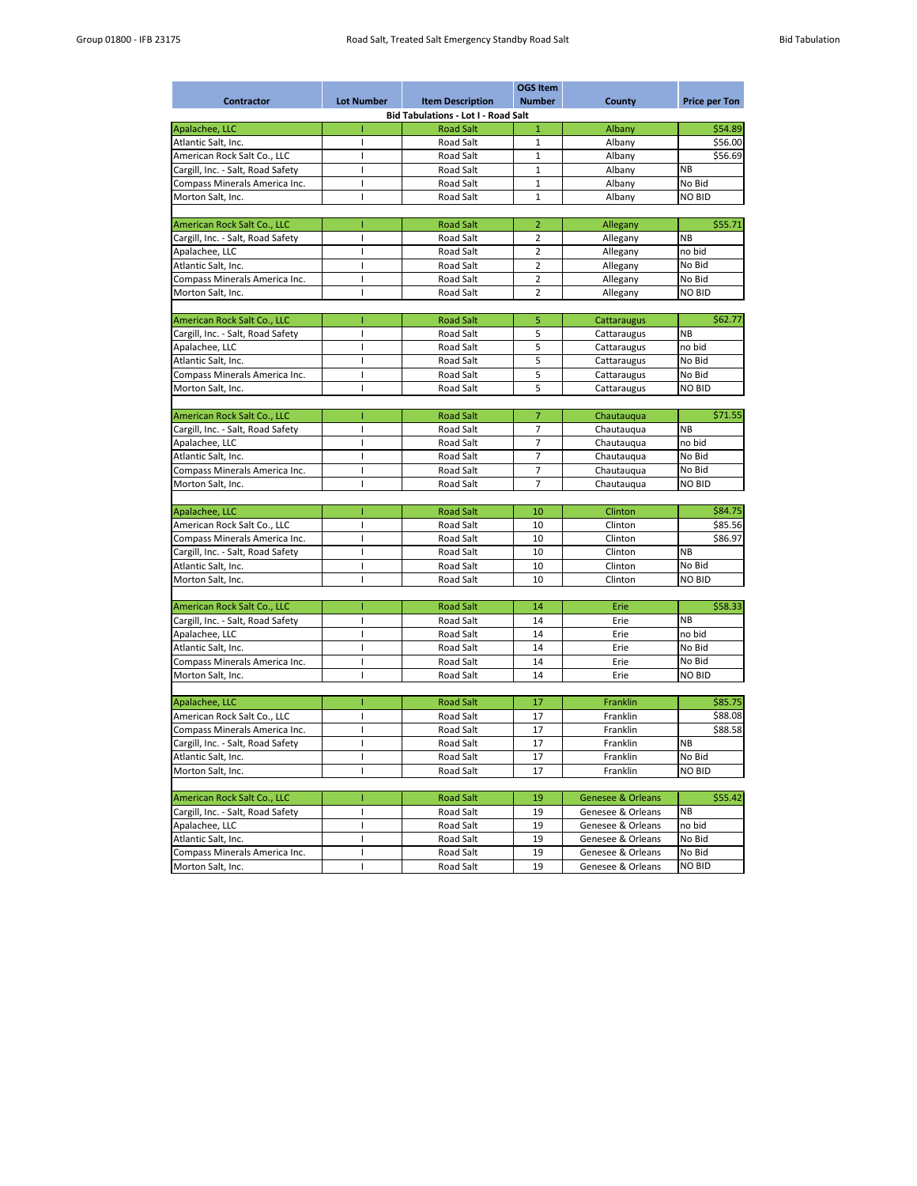| Contractor | Lot Number | Item Description | OGS Item Number | County | Price per Ton |
|---|---|---|---|---|---|
| | | Bid Tabulations - Lot I - Road Salt | | | |
| Apalachee, LLC | I | Road Salt | 1 | Albany | $54.89 |
| Atlantic Salt, Inc. | I | Road Salt | 1 | Albany | $56.00 |
| American Rock Salt Co., LLC | I | Road Salt | 1 | Albany | $56.69 |
| Cargill, Inc. - Salt, Road Safety | I | Road Salt | 1 | Albany | NB |
| Compass Minerals America Inc. | I | Road Salt | 1 | Albany | No Bid |
| Morton Salt, Inc. | I | Road Salt | 1 | Albany | NO BID |
| | | | | | |
| American Rock Salt Co., LLC | I | Road Salt | 2 | Allegany | $55.71 |
| Cargill, Inc. - Salt, Road Safety | I | Road Salt | 2 | Allegany | NB |
| Apalachee, LLC | I | Road Salt | 2 | Allegany | no bid |
| Atlantic Salt, Inc. | I | Road Salt | 2 | Allegany | No Bid |
| Compass Minerals America Inc. | I | Road Salt | 2 | Allegany | No Bid |
| Morton Salt, Inc. | I | Road Salt | 2 | Allegany | NO BID |
| | | | | | |
| American Rock Salt Co., LLC | I | Road Salt | 5 | Cattaraugus | $62.77 |
| Cargill, Inc. - Salt, Road Safety | I | Road Salt | 5 | Cattaraugus | NB |
| Apalachee, LLC | I | Road Salt | 5 | Cattaraugus | no bid |
| Atlantic Salt, Inc. | I | Road Salt | 5 | Cattaraugus | No Bid |
| Compass Minerals America Inc. | I | Road Salt | 5 | Cattaraugus | No Bid |
| Morton Salt, Inc. | I | Road Salt | 5 | Cattaraugus | NO BID |
| | | | | | |
| American Rock Salt Co., LLC | I | Road Salt | 7 | Chautauqua | $71.55 |
| Cargill, Inc. - Salt, Road Safety | I | Road Salt | 7 | Chautauqua | NB |
| Apalachee, LLC | I | Road Salt | 7 | Chautauqua | no bid |
| Atlantic Salt, Inc. | I | Road Salt | 7 | Chautauqua | No Bid |
| Compass Minerals America Inc. | I | Road Salt | 7 | Chautauqua | No Bid |
| Morton Salt, Inc. | I | Road Salt | 7 | Chautauqua | NO BID |
| | | | | | |
| Apalachee, LLC | I | Road Salt | 10 | Clinton | $84.75 |
| American Rock Salt Co., LLC | I | Road Salt | 10 | Clinton | $85.56 |
| Compass Minerals America Inc. | I | Road Salt | 10 | Clinton | $86.97 |
| Cargill, Inc. - Salt, Road Safety | I | Road Salt | 10 | Clinton | NB |
| Atlantic Salt, Inc. | I | Road Salt | 10 | Clinton | No Bid |
| Morton Salt, Inc. | I | Road Salt | 10 | Clinton | NO BID |
| | | | | | |
| American Rock Salt Co., LLC | I | Road Salt | 14 | Erie | $58.33 |
| Cargill, Inc. - Salt, Road Safety | I | Road Salt | 14 | Erie | NB |
| Apalachee, LLC | I | Road Salt | 14 | Erie | no bid |
| Atlantic Salt, Inc. | I | Road Salt | 14 | Erie | No Bid |
| Compass Minerals America Inc. | I | Road Salt | 14 | Erie | No Bid |
| Morton Salt, Inc. | I | Road Salt | 14 | Erie | NO BID |
| | | | | | |
| Apalachee, LLC | I | Road Salt | 17 | Franklin | $85.75 |
| American Rock Salt Co., LLC | I | Road Salt | 17 | Franklin | $88.08 |
| Compass Minerals America Inc. | I | Road Salt | 17 | Franklin | $88.58 |
| Cargill, Inc. - Salt, Road Safety | I | Road Salt | 17 | Franklin | NB |
| Atlantic Salt, Inc. | I | Road Salt | 17 | Franklin | No Bid |
| Morton Salt, Inc. | I | Road Salt | 17 | Franklin | NO BID |
| | | | | | |
| American Rock Salt Co., LLC | I | Road Salt | 19 | Genesee & Orleans | $55.42 |
| Cargill, Inc. - Salt, Road Safety | I | Road Salt | 19 | Genesee & Orleans | NB |
| Apalachee, LLC | I | Road Salt | 19 | Genesee & Orleans | no bid |
| Atlantic Salt, Inc. | I | Road Salt | 19 | Genesee & Orleans | No Bid |
| Compass Minerals America Inc. | I | Road Salt | 19 | Genesee & Orleans | No Bid |
| Morton Salt, Inc. | I | Road Salt | 19 | Genesee & Orleans | NO BID |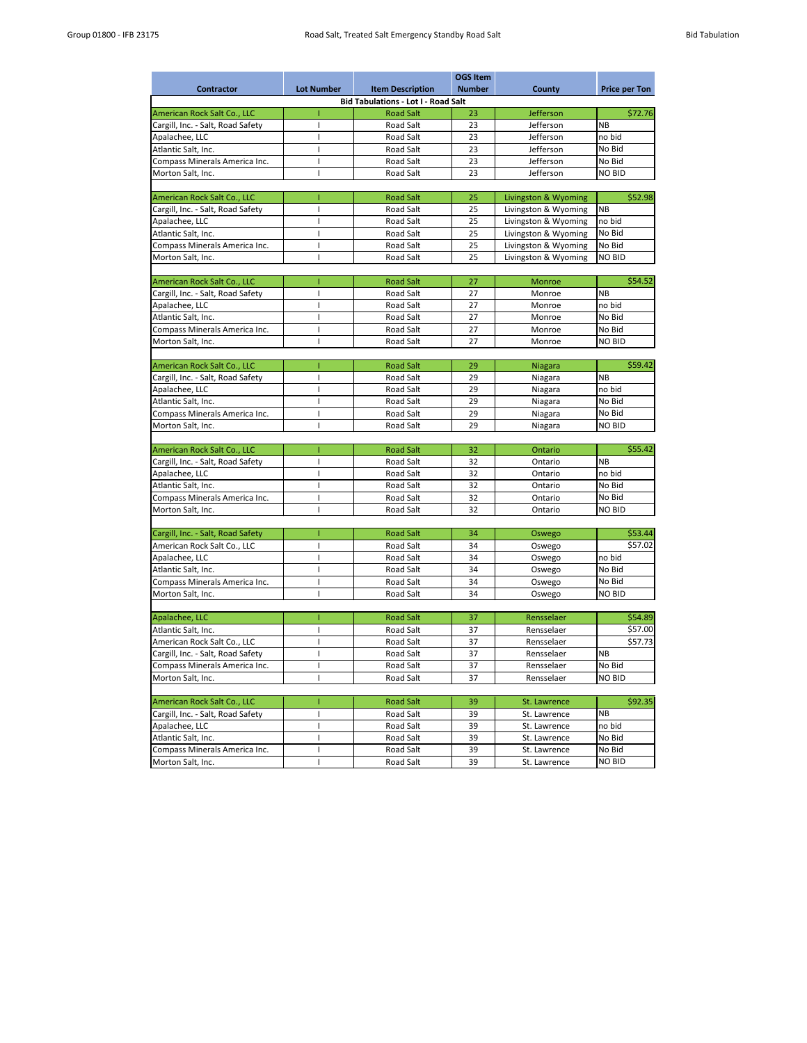| Contractor | Lot Number | Item Description | OGS Item Number | County | Price per Ton |
|---|---|---|---|---|---|
| **Bid Tabulations - Lot I - Road Salt** | | | | | |
| American Rock Salt Co., LLC | I | Road Salt | 23 | Jefferson | $72.76 |
| Cargill, Inc. - Salt, Road Safety | I | Road Salt | 23 | Jefferson | NB |
| Apalachee, LLC | I | Road Salt | 23 | Jefferson | no bid |
| Atlantic Salt, Inc. | I | Road Salt | 23 | Jefferson | No Bid |
| Compass Minerals America Inc. | I | Road Salt | 23 | Jefferson | No Bid |
| Morton Salt, Inc. | I | Road Salt | 23 | Jefferson | NO BID |
| | | | | | |
| American Rock Salt Co., LLC | I | Road Salt | 25 | Livingston & Wyoming | $52.98 |
| Cargill, Inc. - Salt, Road Safety | I | Road Salt | 25 | Livingston & Wyoming | NB |
| Apalachee, LLC | I | Road Salt | 25 | Livingston & Wyoming | no bid |
| Atlantic Salt, Inc. | I | Road Salt | 25 | Livingston & Wyoming | No Bid |
| Compass Minerals America Inc. | I | Road Salt | 25 | Livingston & Wyoming | No Bid |
| Morton Salt, Inc. | I | Road Salt | 25 | Livingston & Wyoming | NO BID |
| | | | | | |
| American Rock Salt Co., LLC | I | Road Salt | 27 | Monroe | $54.52 |
| Cargill, Inc. - Salt, Road Safety | I | Road Salt | 27 | Monroe | NB |
| Apalachee, LLC | I | Road Salt | 27 | Monroe | no bid |
| Atlantic Salt, Inc. | I | Road Salt | 27 | Monroe | No Bid |
| Compass Minerals America Inc. | I | Road Salt | 27 | Monroe | No Bid |
| Morton Salt, Inc. | I | Road Salt | 27 | Monroe | NO BID |
| | | | | | |
| American Rock Salt Co., LLC | I | Road Salt | 29 | Niagara | $59.42 |
| Cargill, Inc. - Salt, Road Safety | I | Road Salt | 29 | Niagara | NB |
| Apalachee, LLC | I | Road Salt | 29 | Niagara | no bid |
| Atlantic Salt, Inc. | I | Road Salt | 29 | Niagara | No Bid |
| Compass Minerals America Inc. | I | Road Salt | 29 | Niagara | No Bid |
| Morton Salt, Inc. | I | Road Salt | 29 | Niagara | NO BID |
| | | | | | |
| American Rock Salt Co., LLC | I | Road Salt | 32 | Ontario | $55.42 |
| Cargill, Inc. - Salt, Road Safety | I | Road Salt | 32 | Ontario | NB |
| Apalachee, LLC | I | Road Salt | 32 | Ontario | no bid |
| Atlantic Salt, Inc. | I | Road Salt | 32 | Ontario | No Bid |
| Compass Minerals America Inc. | I | Road Salt | 32 | Ontario | No Bid |
| Morton Salt, Inc. | I | Road Salt | 32 | Ontario | NO BID |
| | | | | | |
| Cargill, Inc. - Salt, Road Safety | I | Road Salt | 34 | Oswego | $53.44 |
| American Rock Salt Co., LLC | I | Road Salt | 34 | Oswego | $57.02 |
| Apalachee, LLC | I | Road Salt | 34 | Oswego | no bid |
| Atlantic Salt, Inc. | I | Road Salt | 34 | Oswego | No Bid |
| Compass Minerals America Inc. | I | Road Salt | 34 | Oswego | No Bid |
| Morton Salt, Inc. | I | Road Salt | 34 | Oswego | NO BID |
| | | | | | |
| Apalachee, LLC | I | Road Salt | 37 | Rensselaer | $54.89 |
| Atlantic Salt, Inc. | I | Road Salt | 37 | Rensselaer | $57.00 |
| American Rock Salt Co., LLC | I | Road Salt | 37 | Rensselaer | $57.73 |
| Cargill, Inc. - Salt, Road Safety | I | Road Salt | 37 | Rensselaer | NB |
| Compass Minerals America Inc. | I | Road Salt | 37 | Rensselaer | No Bid |
| Morton Salt, Inc. | I | Road Salt | 37 | Rensselaer | NO BID |
| | | | | | |
| American Rock Salt Co., LLC | I | Road Salt | 39 | St. Lawrence | $92.35 |
| Cargill, Inc. - Salt, Road Safety | I | Road Salt | 39 | St. Lawrence | NB |
| Apalachee, LLC | I | Road Salt | 39 | St. Lawrence | no bid |
| Atlantic Salt, Inc. | I | Road Salt | 39 | St. Lawrence | No Bid |
| Compass Minerals America Inc. | I | Road Salt | 39 | St. Lawrence | No Bid |
| Morton Salt, Inc. | I | Road Salt | 39 | St. Lawrence | NO BID |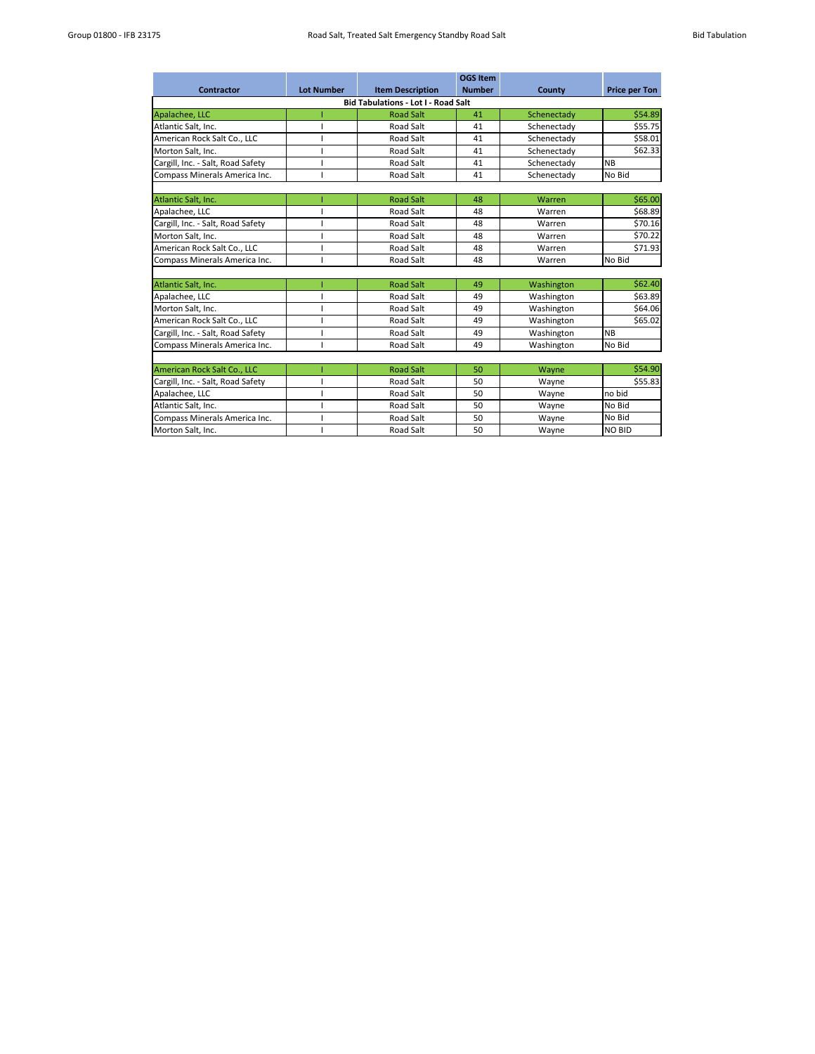| Contractor | Lot Number | Item Description | OGS Item Number | County | Price per Ton |
|---|---|---|---|---|---|
| **Bid Tabulations - Lot I - Road Salt** | | | | | |
| Apalachee, LLC | I | Road Salt | 41 | Schenectady | $54.89 |
| Atlantic Salt, Inc. | I | Road Salt | 41 | Schenectady | $55.75 |
| American Rock Salt Co., LLC | I | Road Salt | 41 | Schenectady | $58.01 |
| Morton Salt, Inc. | I | Road Salt | 41 | Schenectady | $62.33 |
| Cargill, Inc. - Salt, Road Safety | I | Road Salt | 41 | Schenectady | NB |
| Compass Minerals America Inc. | I | Road Salt | 41 | Schenectady | No Bid |
| | | | | | |
| Atlantic Salt, Inc. | I | Road Salt | 48 | Warren | $65.00 |
| Apalachee, LLC | I | Road Salt | 48 | Warren | $68.89 |
| Cargill, Inc. - Salt, Road Safety | I | Road Salt | 48 | Warren | $70.16 |
| Morton Salt, Inc. | I | Road Salt | 48 | Warren | $70.22 |
| American Rock Salt Co., LLC | I | Road Salt | 48 | Warren | $71.93 |
| Compass Minerals America Inc. | I | Road Salt | 48 | Warren | No Bid |
| | | | | | |
| Atlantic Salt, Inc. | I | Road Salt | 49 | Washington | $62.40 |
| Apalachee, LLC | I | Road Salt | 49 | Washington | $63.89 |
| Morton Salt, Inc. | I | Road Salt | 49 | Washington | $64.06 |
| American Rock Salt Co., LLC | I | Road Salt | 49 | Washington | $65.02 |
| Cargill, Inc. - Salt, Road Safety | I | Road Salt | 49 | Washington | NB |
| Compass Minerals America Inc. | I | Road Salt | 49 | Washington | No Bid |
| | | | | | |
| American Rock Salt Co., LLC | I | Road Salt | 50 | Wayne | $54.90 |
| Cargill, Inc. - Salt, Road Safety | I | Road Salt | 50 | Wayne | $55.83 |
| Apalachee, LLC | I | Road Salt | 50 | Wayne | no bid |
| Atlantic Salt, Inc. | I | Road Salt | 50 | Wayne | No Bid |
| Compass Minerals America Inc. | I | Road Salt | 50 | Wayne | No Bid |
| Morton Salt, Inc. | I | Road Salt | 50 | Wayne | NO BID |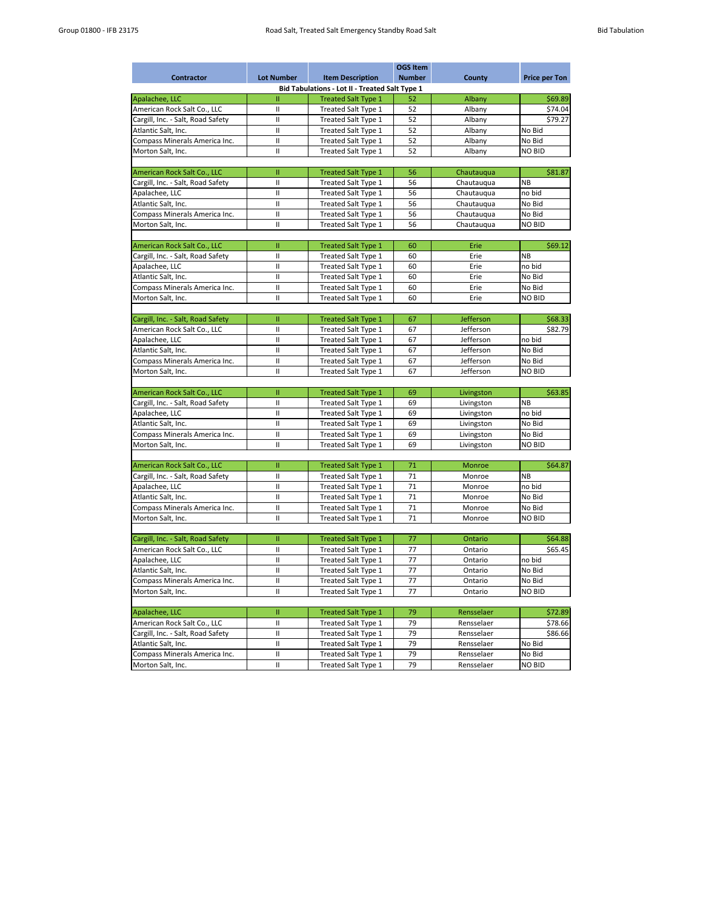| Contractor | Lot Number | Item Description | OGS Item Number | County | Price per Ton |
|---|---|---|---|---|---|
| **Bid Tabulations - Lot II - Treated Salt Type 1** | | | | | |
| Apalachee, LLC | II | Treated Salt Type 1 | 52 | Albany | $69.89 |
| American Rock Salt Co., LLC | II | Treated Salt Type 1 | 52 | Albany | $74.04 |
| Cargill, Inc. - Salt, Road Safety | II | Treated Salt Type 1 | 52 | Albany | $79.27 |
| Atlantic Salt, Inc. | II | Treated Salt Type 1 | 52 | Albany | No Bid |
| Compass Minerals America Inc. | II | Treated Salt Type 1 | 52 | Albany | No Bid |
| Morton Salt, Inc. | II | Treated Salt Type 1 | 52 | Albany | NO BID |
| | | | | | |
| American Rock Salt Co., LLC | II | Treated Salt Type 1 | 56 | Chautauqua | $81.87 |
| Cargill, Inc. - Salt, Road Safety | II | Treated Salt Type 1 | 56 | Chautauqua | NB |
| Apalachee, LLC | II | Treated Salt Type 1 | 56 | Chautauqua | no bid |
| Atlantic Salt, Inc. | II | Treated Salt Type 1 | 56 | Chautauqua | No Bid |
| Compass Minerals America Inc. | II | Treated Salt Type 1 | 56 | Chautauqua | No Bid |
| Morton Salt, Inc. | II | Treated Salt Type 1 | 56 | Chautauqua | NO BID |
| | | | | | |
| American Rock Salt Co., LLC | II | Treated Salt Type 1 | 60 | Erie | $69.12 |
| Cargill, Inc. - Salt, Road Safety | II | Treated Salt Type 1 | 60 | Erie | NB |
| Apalachee, LLC | II | Treated Salt Type 1 | 60 | Erie | no bid |
| Atlantic Salt, Inc. | II | Treated Salt Type 1 | 60 | Erie | No Bid |
| Compass Minerals America Inc. | II | Treated Salt Type 1 | 60 | Erie | No Bid |
| Morton Salt, Inc. | II | Treated Salt Type 1 | 60 | Erie | NO BID |
| | | | | | |
| Cargill, Inc. - Salt, Road Safety | II | Treated Salt Type 1 | 67 | Jefferson | $68.33 |
| American Rock Salt Co., LLC | II | Treated Salt Type 1 | 67 | Jefferson | $82.79 |
| Apalachee, LLC | II | Treated Salt Type 1 | 67 | Jefferson | no bid |
| Atlantic Salt, Inc. | II | Treated Salt Type 1 | 67 | Jefferson | No Bid |
| Compass Minerals America Inc. | II | Treated Salt Type 1 | 67 | Jefferson | No Bid |
| Morton Salt, Inc. | II | Treated Salt Type 1 | 67 | Jefferson | NO BID |
| | | | | | |
| American Rock Salt Co., LLC | II | Treated Salt Type 1 | 69 | Livingston | $63.85 |
| Cargill, Inc. - Salt, Road Safety | II | Treated Salt Type 1 | 69 | Livingston | NB |
| Apalachee, LLC | II | Treated Salt Type 1 | 69 | Livingston | no bid |
| Atlantic Salt, Inc. | II | Treated Salt Type 1 | 69 | Livingston | No Bid |
| Compass Minerals America Inc. | II | Treated Salt Type 1 | 69 | Livingston | No Bid |
| Morton Salt, Inc. | II | Treated Salt Type 1 | 69 | Livingston | NO BID |
| | | | | | |
| American Rock Salt Co., LLC | II | Treated Salt Type 1 | 71 | Monroe | $64.87 |
| Cargill, Inc. - Salt, Road Safety | II | Treated Salt Type 1 | 71 | Monroe | NB |
| Apalachee, LLC | II | Treated Salt Type 1 | 71 | Monroe | no bid |
| Atlantic Salt, Inc. | II | Treated Salt Type 1 | 71 | Monroe | No Bid |
| Compass Minerals America Inc. | II | Treated Salt Type 1 | 71 | Monroe | No Bid |
| Morton Salt, Inc. | II | Treated Salt Type 1 | 71 | Monroe | NO BID |
| | | | | | |
| Cargill, Inc. - Salt, Road Safety | II | Treated Salt Type 1 | 77 | Ontario | $64.88 |
| American Rock Salt Co., LLC | II | Treated Salt Type 1 | 77 | Ontario | $65.45 |
| Apalachee, LLC | II | Treated Salt Type 1 | 77 | Ontario | no bid |
| Atlantic Salt, Inc. | II | Treated Salt Type 1 | 77 | Ontario | No Bid |
| Compass Minerals America Inc. | II | Treated Salt Type 1 | 77 | Ontario | No Bid |
| Morton Salt, Inc. | II | Treated Salt Type 1 | 77 | Ontario | NO BID |
| | | | | | |
| Apalachee, LLC | II | Treated Salt Type 1 | 79 | Rensselaer | $72.89 |
| American Rock Salt Co., LLC | II | Treated Salt Type 1 | 79 | Rensselaer | $78.66 |
| Cargill, Inc. - Salt, Road Safety | II | Treated Salt Type 1 | 79 | Rensselaer | $86.66 |
| Atlantic Salt, Inc. | II | Treated Salt Type 1 | 79 | Rensselaer | No Bid |
| Compass Minerals America Inc. | II | Treated Salt Type 1 | 79 | Rensselaer | No Bid |
| Morton Salt, Inc. | II | Treated Salt Type 1 | 79 | Rensselaer | NO BID |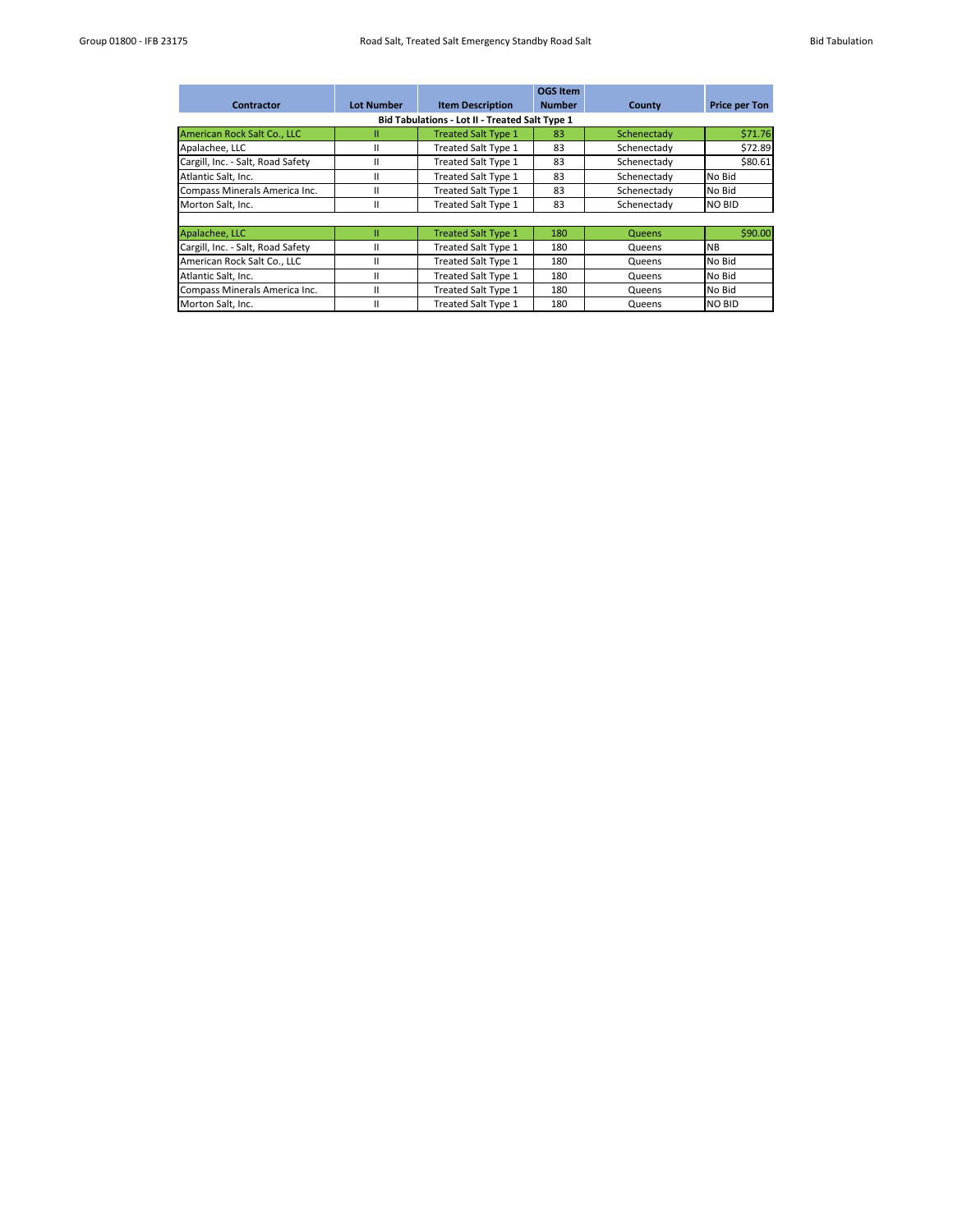| Contractor | Lot Number | Item Description | OGS Item Number | County | Price per Ton |
|---|---|---|---|---|---|
| **Bid Tabulations - Lot II - Treated Salt Type 1** | | | | | |
| American Rock Salt Co., LLC | II | Treated Salt Type 1 | 83 | Schenectady | $71.76 |
| Apalachee, LLC | II | Treated Salt Type 1 | 83 | Schenectady | $72.89 |
| Cargill, Inc. - Salt, Road Safety | II | Treated Salt Type 1 | 83 | Schenectady | $80.61 |
| Atlantic Salt, Inc. | II | Treated Salt Type 1 | 83 | Schenectady | No Bid |
| Compass Minerals America Inc. | II | Treated Salt Type 1 | 83 | Schenectady | No Bid |
| Morton Salt, Inc. | II | Treated Salt Type 1 | 83 | Schenectady | NO BID |
| | | | | | |
| Apalachee, LLC | II | Treated Salt Type 1 | 180 | Queens | $90.00 |
| Cargill, Inc. - Salt, Road Safety | II | Treated Salt Type 1 | 180 | Queens | NB |
| American Rock Salt Co., LLC | II | Treated Salt Type 1 | 180 | Queens | No Bid |
| Atlantic Salt, Inc. | II | Treated Salt Type 1 | 180 | Queens | No Bid |
| Compass Minerals America Inc. | II | Treated Salt Type 1 | 180 | Queens | No Bid |
| Morton Salt, Inc. | II | Treated Salt Type 1 | 180 | Queens | NO BID |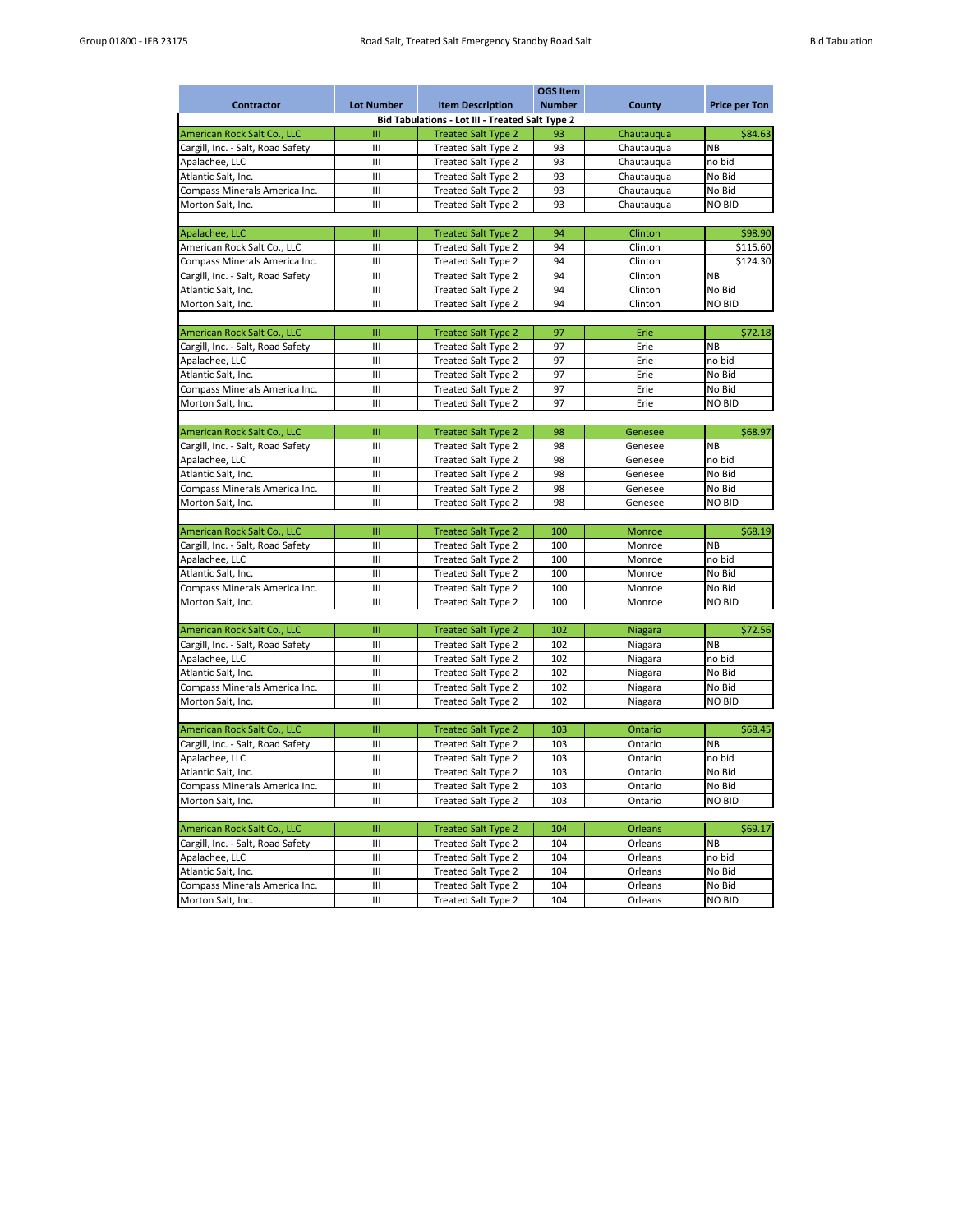| Contractor | Lot Number | Item Description | OGS Item Number | County | Price per Ton |
|---|---|---|---|---|---|
| **Bid Tabulations - Lot III - Treated Salt Type 2** | | | | | |
| American Rock Salt Co., LLC | III | Treated Salt Type 2 | 93 | Chautauqua | $84.63 |
| Cargill, Inc. - Salt, Road Safety | III | Treated Salt Type 2 | 93 | Chautauqua | NB |
| Apalachee, LLC | III | Treated Salt Type 2 | 93 | Chautauqua | no bid |
| Atlantic Salt, Inc. | III | Treated Salt Type 2 | 93 | Chautauqua | No Bid |
| Compass Minerals America Inc. | III | Treated Salt Type 2 | 93 | Chautauqua | No Bid |
| Morton Salt, Inc. | III | Treated Salt Type 2 | 93 | Chautauqua | NO BID |
| | | | | | |
| Apalachee, LLC | III | Treated Salt Type 2 | 94 | Clinton | $98.90 |
| American Rock Salt Co., LLC | III | Treated Salt Type 2 | 94 | Clinton | $115.60 |
| Compass Minerals America Inc. | III | Treated Salt Type 2 | 94 | Clinton | $124.30 |
| Cargill, Inc. - Salt, Road Safety | III | Treated Salt Type 2 | 94 | Clinton | NB |
| Atlantic Salt, Inc. | III | Treated Salt Type 2 | 94 | Clinton | No Bid |
| Morton Salt, Inc. | III | Treated Salt Type 2 | 94 | Clinton | NO BID |
| | | | | | |
| American Rock Salt Co., LLC | III | Treated Salt Type 2 | 97 | Erie | $72.18 |
| Cargill, Inc. - Salt, Road Safety | III | Treated Salt Type 2 | 97 | Erie | NB |
| Apalachee, LLC | III | Treated Salt Type 2 | 97 | Erie | no bid |
| Atlantic Salt, Inc. | III | Treated Salt Type 2 | 97 | Erie | No Bid |
| Compass Minerals America Inc. | III | Treated Salt Type 2 | 97 | Erie | No Bid |
| Morton Salt, Inc. | III | Treated Salt Type 2 | 97 | Erie | NO BID |
| | | | | | |
| American Rock Salt Co., LLC | III | Treated Salt Type 2 | 98 | Genesee | $68.97 |
| Cargill, Inc. - Salt, Road Safety | III | Treated Salt Type 2 | 98 | Genesee | NB |
| Apalachee, LLC | III | Treated Salt Type 2 | 98 | Genesee | no bid |
| Atlantic Salt, Inc. | III | Treated Salt Type 2 | 98 | Genesee | No Bid |
| Compass Minerals America Inc. | III | Treated Salt Type 2 | 98 | Genesee | No Bid |
| Morton Salt, Inc. | III | Treated Salt Type 2 | 98 | Genesee | NO BID |
| | | | | | |
| American Rock Salt Co., LLC | III | Treated Salt Type 2 | 100 | Monroe | $68.19 |
| Cargill, Inc. - Salt, Road Safety | III | Treated Salt Type 2 | 100 | Monroe | NB |
| Apalachee, LLC | III | Treated Salt Type 2 | 100 | Monroe | no bid |
| Atlantic Salt, Inc. | III | Treated Salt Type 2 | 100 | Monroe | No Bid |
| Compass Minerals America Inc. | III | Treated Salt Type 2 | 100 | Monroe | No Bid |
| Morton Salt, Inc. | III | Treated Salt Type 2 | 100 | Monroe | NO BID |
| | | | | | |
| American Rock Salt Co., LLC | III | Treated Salt Type 2 | 102 | Niagara | $72.56 |
| Cargill, Inc. - Salt, Road Safety | III | Treated Salt Type 2 | 102 | Niagara | NB |
| Apalachee, LLC | III | Treated Salt Type 2 | 102 | Niagara | no bid |
| Atlantic Salt, Inc. | III | Treated Salt Type 2 | 102 | Niagara | No Bid |
| Compass Minerals America Inc. | III | Treated Salt Type 2 | 102 | Niagara | No Bid |
| Morton Salt, Inc. | III | Treated Salt Type 2 | 102 | Niagara | NO BID |
| | | | | | |
| American Rock Salt Co., LLC | III | Treated Salt Type 2 | 103 | Ontario | $68.45 |
| Cargill, Inc. - Salt, Road Safety | III | Treated Salt Type 2 | 103 | Ontario | NB |
| Apalachee, LLC | III | Treated Salt Type 2 | 103 | Ontario | no bid |
| Atlantic Salt, Inc. | III | Treated Salt Type 2 | 103 | Ontario | No Bid |
| Compass Minerals America Inc. | III | Treated Salt Type 2 | 103 | Ontario | No Bid |
| Morton Salt, Inc. | III | Treated Salt Type 2 | 103 | Ontario | NO BID |
| | | | | | |
| American Rock Salt Co., LLC | III | Treated Salt Type 2 | 104 | Orleans | $69.17 |
| Cargill, Inc. - Salt, Road Safety | III | Treated Salt Type 2 | 104 | Orleans | NB |
| Apalachee, LLC | III | Treated Salt Type 2 | 104 | Orleans | no bid |
| Atlantic Salt, Inc. | III | Treated Salt Type 2 | 104 | Orleans | No Bid |
| Compass Minerals America Inc. | III | Treated Salt Type 2 | 104 | Orleans | No Bid |
| Morton Salt, Inc. | III | Treated Salt Type 2 | 104 | Orleans | NO BID |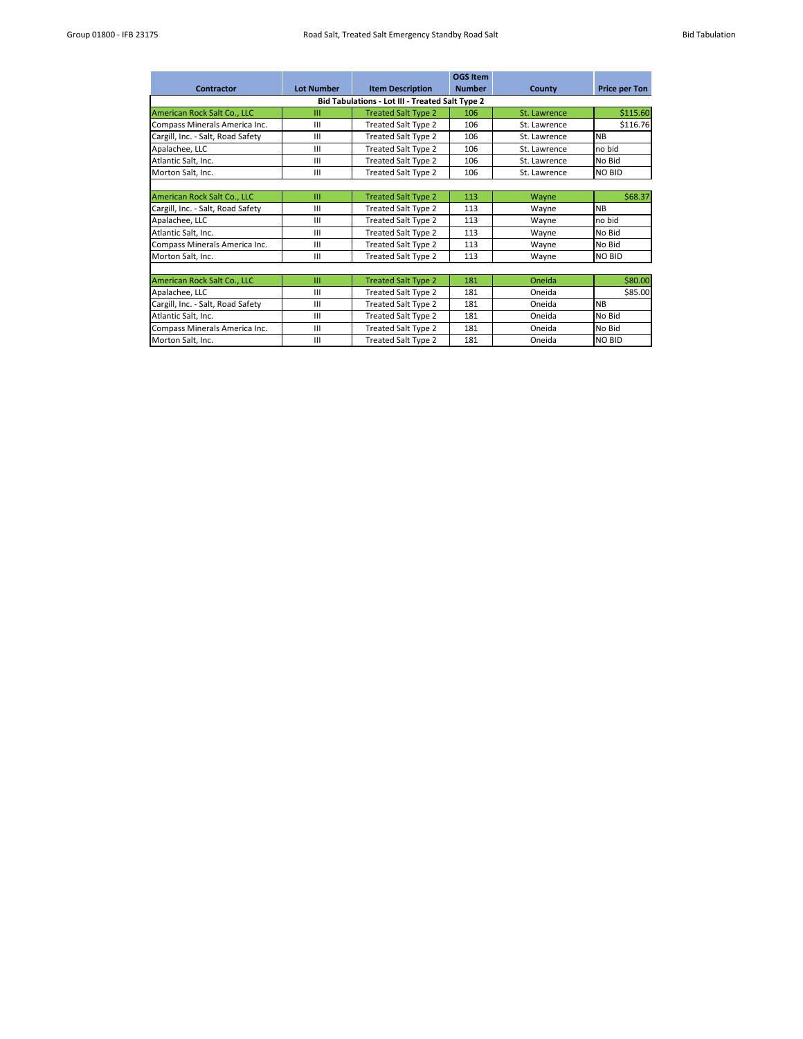| Contractor | Lot Number | Item Description | OGS Item Number | County | Price per Ton |
|---|---|---|---|---|---|
| **Bid Tabulations - Lot III - Treated Salt Type 2** | | | | | |
| American Rock Salt Co., LLC | III | Treated Salt Type 2 | 106 | St. Lawrence | $115.60 |
| Compass Minerals America Inc. | III | Treated Salt Type 2 | 106 | St. Lawrence | $116.76 |
| Cargill, Inc. - Salt, Road Safety | III | Treated Salt Type 2 | 106 | St. Lawrence | NB |
| Apalachee, LLC | III | Treated Salt Type 2 | 106 | St. Lawrence | no bid |
| Atlantic Salt, Inc. | III | Treated Salt Type 2 | 106 | St. Lawrence | No Bid |
| Morton Salt, Inc. | III | Treated Salt Type 2 | 106 | St. Lawrence | NO BID |
| | | | | | |
| American Rock Salt Co., LLC | III | Treated Salt Type 2 | 113 | Wayne | $68.37 |
| Cargill, Inc. - Salt, Road Safety | III | Treated Salt Type 2 | 113 | Wayne | NB |
| Apalachee, LLC | III | Treated Salt Type 2 | 113 | Wayne | no bid |
| Atlantic Salt, Inc. | III | Treated Salt Type 2 | 113 | Wayne | No Bid |
| Compass Minerals America Inc. | III | Treated Salt Type 2 | 113 | Wayne | No Bid |
| Morton Salt, Inc. | III | Treated Salt Type 2 | 113 | Wayne | NO BID |
| | | | | | |
| American Rock Salt Co., LLC | III | Treated Salt Type 2 | 181 | Oneida | $80.00 |
| Apalachee, LLC | III | Treated Salt Type 2 | 181 | Oneida | $85.00 |
| Cargill, Inc. - Salt, Road Safety | III | Treated Salt Type 2 | 181 | Oneida | NB |
| Atlantic Salt, Inc. | III | Treated Salt Type 2 | 181 | Oneida | No Bid |
| Compass Minerals America Inc. | III | Treated Salt Type 2 | 181 | Oneida | No Bid |
| Morton Salt, Inc. | III | Treated Salt Type 2 | 181 | Oneida | NO BID |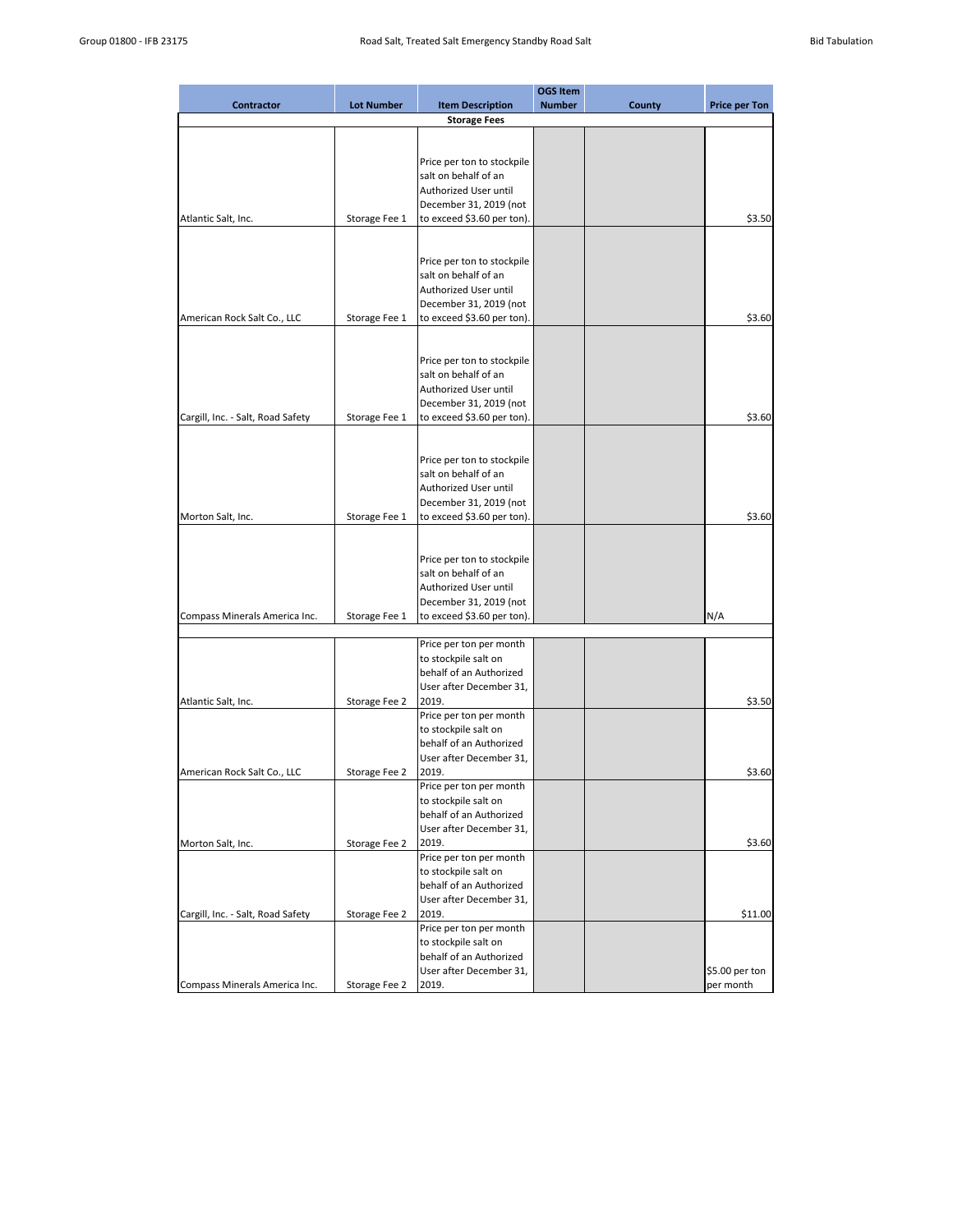| Contractor | Lot Number | Item Description | OGS Item Number | County | Price per Ton |
|---|---|---|---|---|---|
| | | **Storage Fees** | | | |
| Atlantic Salt, Inc. | Storage Fee 1 | Price per ton to stockpile salt on behalf of an Authorized User until December 31, 2019 (not to exceed $3.60 per ton). | | | $3.50 |
| American Rock Salt Co., LLC | Storage Fee 1 | Price per ton to stockpile salt on behalf of an Authorized User until December 31, 2019 (not to exceed $3.60 per ton). | | | $3.60 |
| Cargill, Inc. - Salt, Road Safety | Storage Fee 1 | Price per ton to stockpile salt on behalf of an Authorized User until December 31, 2019 (not to exceed $3.60 per ton). | | | $3.60 |
| Morton Salt, Inc. | Storage Fee 1 | Price per ton to stockpile salt on behalf of an Authorized User until December 31, 2019 (not to exceed $3.60 per ton). | | | $3.60 |
| Compass Minerals America Inc. | Storage Fee 1 | Price per ton to stockpile salt on behalf of an Authorized User until December 31, 2019 (not to exceed $3.60 per ton). | | | N/A |
| Atlantic Salt, Inc. | Storage Fee 2 | Price per ton per month to stockpile salt on behalf of an Authorized User after December 31, 2019. | | | $3.50 |
| American Rock Salt Co., LLC | Storage Fee 2 | Price per ton per month to stockpile salt on behalf of an Authorized User after December 31, 2019. | | | $3.60 |
| Morton Salt, Inc. | Storage Fee 2 | Price per ton per month to stockpile salt on behalf of an Authorized User after December 31, 2019. | | | $3.60 |
| Cargill, Inc. - Salt, Road Safety | Storage Fee 2 | Price per ton per month to stockpile salt on behalf of an Authorized User after December 31, 2019. | | | $11.00 |
| Compass Minerals America Inc. | Storage Fee 2 | Price per ton per month to stockpile salt on behalf of an Authorized User after December 31, 2019. | | | $5.00 per ton per month |